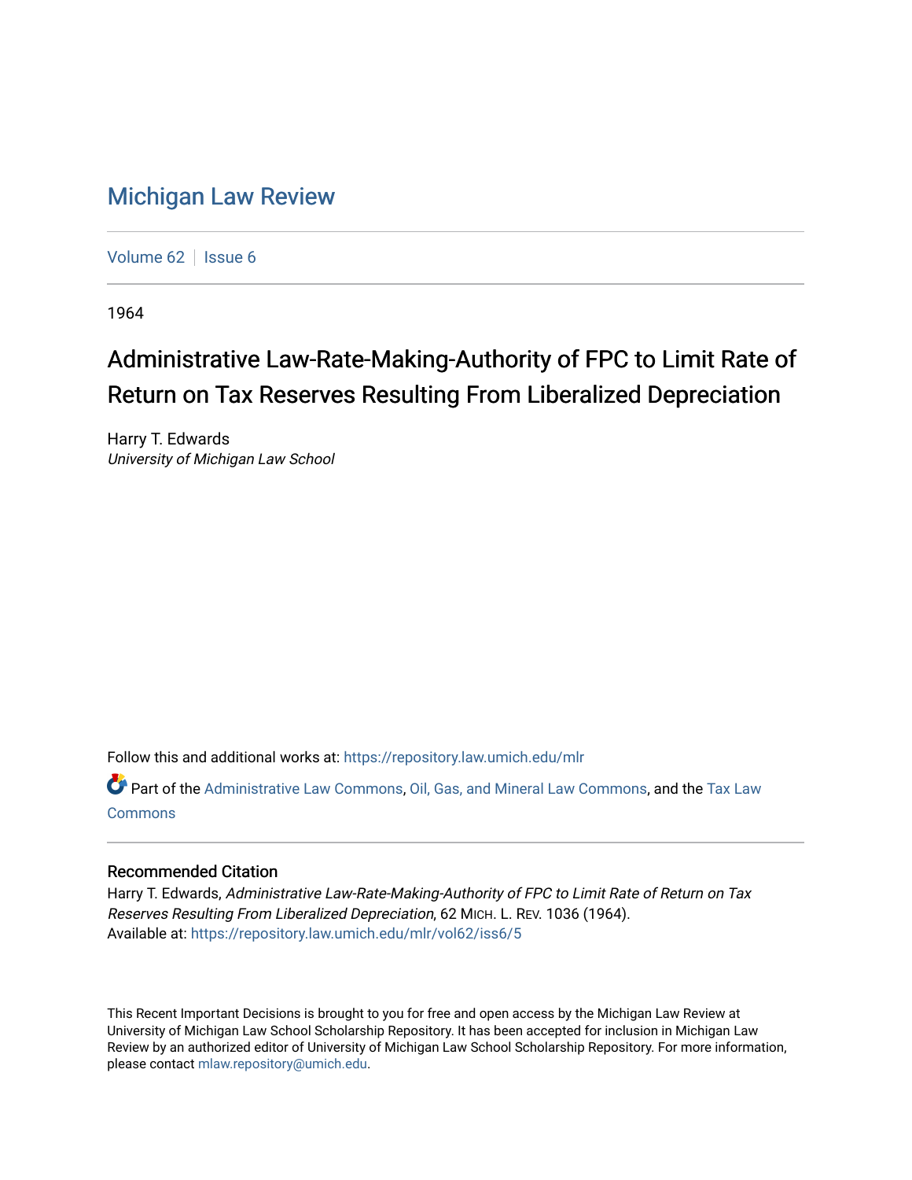# Michigan Law Review

Volume 62 | Issue 6

1964

## Administrative Law-Rate-Making-Authority of FPC to Limit Rate of Return on Tax Reserves Resulting From Liberalized Depreciation

Harry T. Edwards
*University of Michigan Law School*

Follow this and additional works at: https://repository.law.umich.edu/mlr

Part of the Administrative Law Commons, Oil, Gas, and Mineral Law Commons, and the Tax Law Commons

### Recommended Citation

Harry T. Edwards, *Administrative Law-Rate-Making-Authority of FPC to Limit Rate of Return on Tax Reserves Resulting From Liberalized Depreciation*, 62 MICH. L. REV. 1036 (1964).
Available at: https://repository.law.umich.edu/mlr/vol62/iss6/5

This Recent Important Decisions is brought to you for free and open access by the Michigan Law Review at University of Michigan Law School Scholarship Repository. It has been accepted for inclusion in Michigan Law Review by an authorized editor of University of Michigan Law School Scholarship Repository. For more information, please contact mlaw.repository@umich.edu.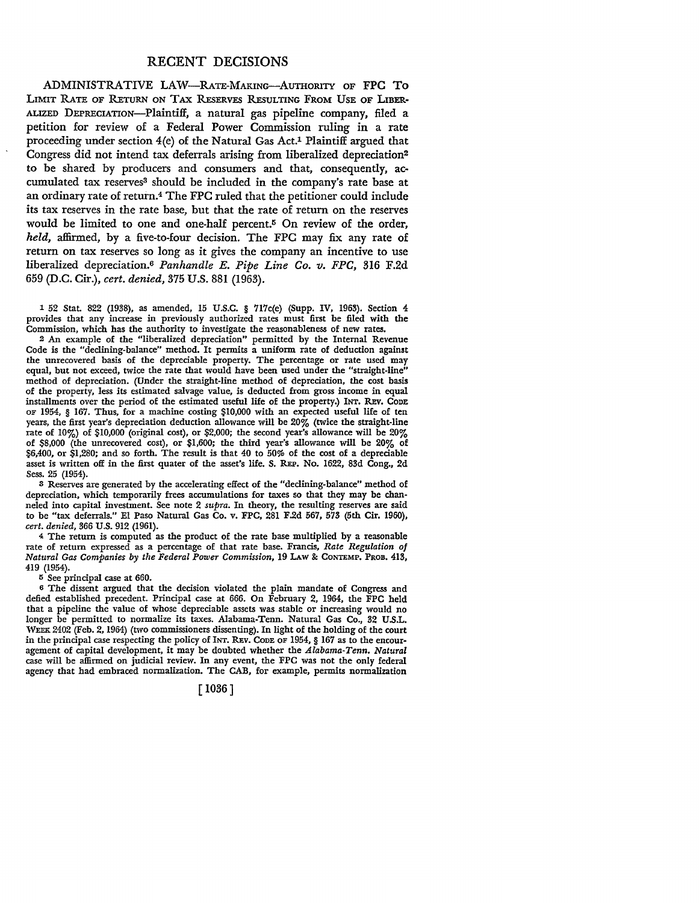# RECENT DECISIONS

ADMINISTRATIVE LAW—RATE-MAKING—AUTHORITY OF FPC TO LIMIT RATE OF RETURN ON TAX RESERVES RESULTING FROM USE OF LIBERALIZED DEPRECIATION—Plaintiff, a natural gas pipeline company, filed a petition for review of a Federal Power Commission ruling in a rate proceeding under section 4(e) of the Natural Gas Act.[1] Plaintiff argued that Congress did not intend tax deferrals arising from liberalized depreciation[2] to be shared by producers and consumers and that, consequently, accumulated tax reserves[3] should be included in the company's rate base at an ordinary rate of return.[4] The FPC ruled that the petitioner could include its tax reserves in the rate base, but that the rate of return on the reserves would be limited to one and one-half percent.[5] On review of the order, *held,* affirmed, by a five-to-four decision. The FPC may fix any rate of return on tax reserves so long as it gives the company an incentive to use liberalized depreciation.[6] *Panhandle E. Pipe Line Co. v. FPC,* 316 F.2d 659 (D.C. Cir.), *cert. denied,* 375 U.S. 881 (1963).

---

1 52 Stat. 822 (1938), as amended, 15 U.S.C. § 717c(e) (Supp. IV, 1963). Section 4 provides that any increase in previously authorized rates must first be filed with the Commission, which has the authority to investigate the reasonableness of new rates.

2 An example of the "liberalized depreciation" permitted by the Internal Revenue Code is the "declining-balance" method. It permits a uniform rate of deduction against the unrecovered basis of the depreciable property. The percentage or rate used may equal, but not exceed, twice the rate that would have been used under the "straight-line" method of depreciation. (Under the straight-line method of depreciation, the cost basis of the property, less its estimated salvage value, is deducted from gross income in equal installments over the period of the estimated useful life of the property.) INT. REV. CODE OF 1954, § 167. Thus, for a machine costing $10,000 with an expected useful life of ten years, the first year's depreciation deduction allowance will be 20% (twice the straight-line rate of 10%) of $10,000 (original cost), or $2,000; the second year's allowance will be 20% of $8,000 (the unrecovered cost), or $1,600; the third year's allowance will be 20% of $6,400, or $1,280; and so forth. The result is that 40 to 50% of the cost of a depreciable asset is written off in the first quater of the asset's life. S. REP. No. 1622, 83d Cong., 2d Sess. 25 (1954).

3 Reserves are generated by the accelerating effect of the "declining-balance" method of depreciation, which temporarily frees accumulations for taxes so that they may be channeled into capital investment. See note 2 *supra.* In theory, the resulting reserves are said to be "tax deferrals." El Paso Natural Gas Co. v. FPC, 281 F.2d 567, 573 (5th Cir. 1960), *cert. denied,* 366 U.S. 912 (1961).

4 The return is computed as the product of the rate base multiplied by a reasonable rate of return expressed as a percentage of that rate base. Francis, *Rate Regulation of Natural Gas Companies by the Federal Power Commission,* 19 LAW & CONTEMP. PROB. 413, 419 (1954).

5 See principal case at 660.

6 The dissent argued that the decision violated the plain mandate of Congress and defied established precedent. Principal case at 666. On February 2, 1964, the FPC held that a pipeline the value of whose depreciable assets was stable or increasing would no longer be permitted to normalize its taxes. Alabama-Tenn. Natural Gas Co., 32 U.S.L. WEEK 2402 (Feb. 2, 1964) (two commissioners dissenting). In light of the holding of the court in the principal case respecting the policy of INT. REV. CODE OF 1954, § 167 as to the encouragement of capital development, it may be doubted whether the *Alabama-Tenn. Natural* case will be affirmed on judicial review. In any event, the FPC was not the only federal agency that had embraced normalization. The CAB, for example, permits normalization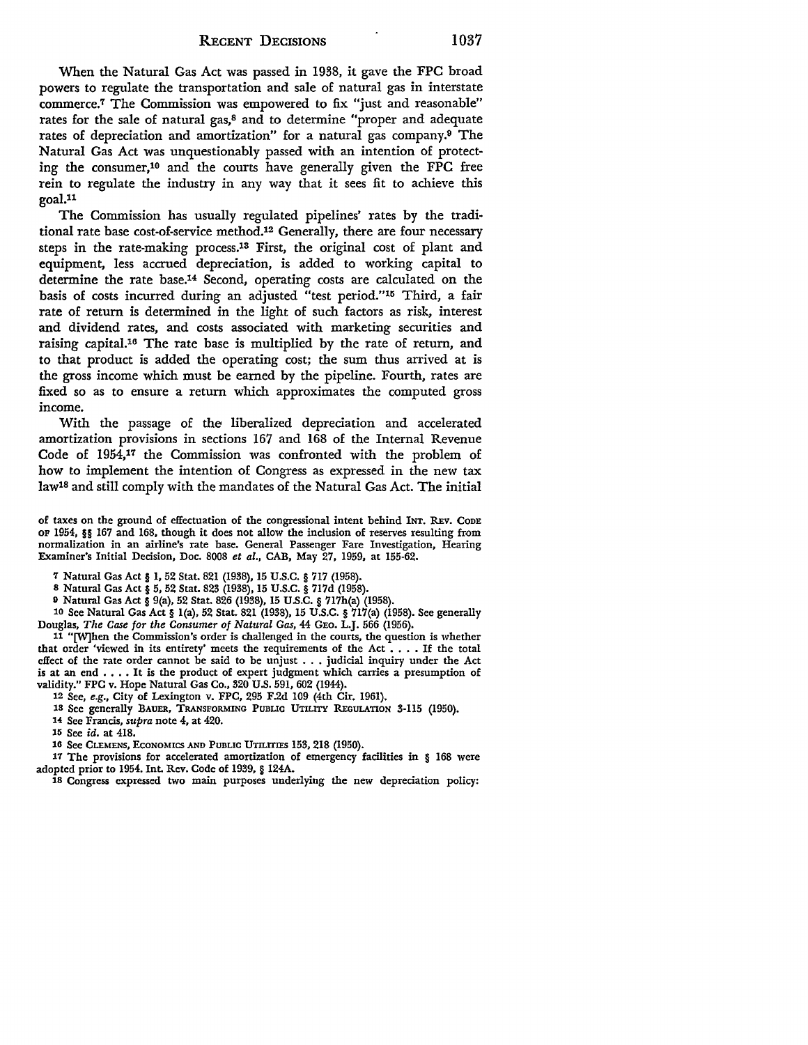When the Natural Gas Act was passed in 1938, it gave the FPC broad powers to regulate the transportation and sale of natural gas in interstate commerce.[7] The Commission was empowered to fix "just and reasonable" rates for the sale of natural gas,[8] and to determine "proper and adequate rates of depreciation and amortization" for a natural gas company.[9] The Natural Gas Act was unquestionably passed with an intention of protecting the consumer,[10] and the courts have generally given the FPC free rein to regulate the industry in any way that it sees fit to achieve this goal.[11]

The Commission has usually regulated pipelines' rates by the traditional rate base cost-of-service method.[12] Generally, there are four necessary steps in the rate-making process.[13] First, the original cost of plant and equipment, less accrued depreciation, is added to working capital to determine the rate base.[14] Second, operating costs are calculated on the basis of costs incurred during an adjusted "test period."[15] Third, a fair rate of return is determined in the light of such factors as risk, interest and dividend rates, and costs associated with marketing securities and raising capital.[16] The rate base is multiplied by the rate of return, and to that product is added the operating cost; the sum thus arrived at is the gross income which must be earned by the pipeline. Fourth, rates are fixed so as to ensure a return which approximates the computed gross income.

With the passage of the liberalized depreciation and accelerated amortization provisions in sections 167 and 168 of the Internal Revenue Code of 1954,[17] the Commission was confronted with the problem of how to implement the intention of Congress as expressed in the new tax law[18] and still comply with the mandates of the Natural Gas Act. The initial

of taxes on the ground of effectuation of the congressional intent behind INT. REV. CODE OF 1954, §§ 167 and 168, though it does not allow the inclusion of reserves resulting from normalization in an airline's rate base. General Passenger Fare Investigation, Hearing Examiner's Initial Decision, Doc. 8008 *et al.*, CAB, May 27, 1959, at 155-62.

[7] Natural Gas Act § 1, 52 Stat. 821 (1938), 15 U.S.C. § 717 (1958).

[8] Natural Gas Act § 5, 52 Stat. 823 (1938), 15 U.S.C. § 717d (1958).

[9] Natural Gas Act § 9(a), 52 Stat. 826 (1938), 15 U.S.C. § 717h(a) (1958).

[10] See Natural Gas Act § 1(a), 52 Stat. 821 (1938), 15 U.S.C. § 717(a) (1958). See generally Douglas, *The Case for the Consumer of Natural Gas*, 44 GEO. L.J. 566 (1956).

[11] "[W]hen the Commission's order is challenged in the courts, the question is whether that order 'viewed in its entirety' meets the requirements of the Act . . . . If the total effect of the rate order cannot be said to be unjust . . . judicial inquiry under the Act is at an end . . . . It is the product of expert judgment which carries a presumption of validity." FPC v. Hope Natural Gas Co., 320 U.S. 591, 602 (1944).

[12] See, *e.g.*, City of Lexington v. FPC, 295 F.2d 109 (4th Cir. 1961).

[13] See generally BAUER, TRANSFORMING PUBLIC UTILITY REGULATION 3-115 (1950).

[14] See Francis, *supra* note 4, at 420.

[15] See *id.* at 418.

[16] See CLEMENS, ECONOMICS AND PUBLIC UTILITIES 153, 218 (1950).

[17] The provisions for accelerated amortization of emergency facilities in § 168 were adopted prior to 1954. Int. Rev. Code of 1939, § 124A.

[18] Congress expressed two main purposes underlying the new depreciation policy: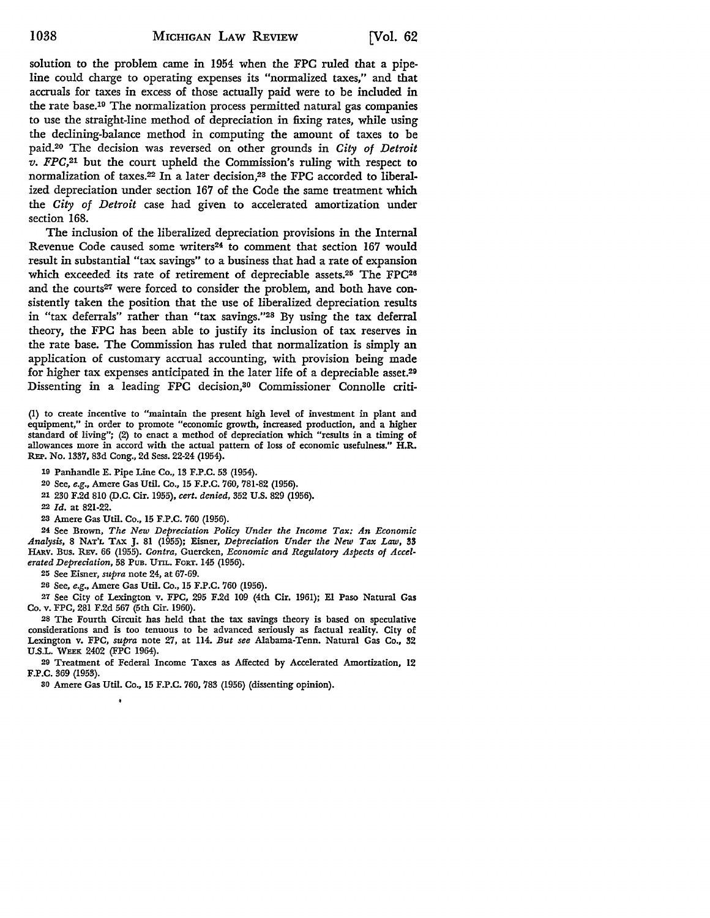solution to the problem came in 1954 when the FPC ruled that a pipeline could charge to operating expenses its "normalized taxes," and that accruals for taxes in excess of those actually paid were to be included in the rate base.[19] The normalization process permitted natural gas companies to use the straight-line method of depreciation in fixing rates, while using the declining-balance method in computing the amount of taxes to be paid.[20] The decision was reversed on other grounds in *City of Detroit v. FPC*,[21] but the court upheld the Commission's ruling with respect to normalization of taxes.[22] In a later decision,[23] the FPC accorded to liberalized depreciation under section 167 of the Code the same treatment which the *City of Detroit* case had given to accelerated amortization under section 168.

The inclusion of the liberalized depreciation provisions in the Internal Revenue Code caused some writers[24] to comment that section 167 would result in substantial "tax savings" to a business that had a rate of expansion which exceeded its rate of retirement of depreciable assets.[25] The FPC[26] and the courts[27] were forced to consider the problem, and both have consistently taken the position that the use of liberalized depreciation results in "tax deferrals" rather than "tax savings."[28] By using the tax deferral theory, the FPC has been able to justify its inclusion of tax reserves in the rate base. The Commission has ruled that normalization is simply an application of customary accrual accounting, with provision being made for higher tax expenses anticipated in the later life of a depreciable asset.[29] Dissenting in a leading FPC decision,[30] Commissioner Connolle criti-

(1) to create incentive to "maintain the present high level of investment in plant and equipment," in order to promote "economic growth, increased production, and a higher standard of living"; (2) to enact a method of depreciation which "results in a timing of allowances more in accord with the actual pattern of loss of economic usefulness." H.R. REP. No. 1337, 83d Cong., 2d Sess. 22-24 (1954).

19 Panhandle E. Pipe Line Co., 13 F.P.C. 53 (1954).

20 See, *e.g.*, Amere Gas Util. Co., 15 F.P.C. 760, 781-82 (1956).

21 230 F.2d 810 (D.C. Cir. 1955), *cert. denied*, 352 U.S. 829 (1956).

22 *Id.* at 821-22.

23 Amere Gas Util. Co., 15 F.P.C. 760 (1956).

24 See Brown, *The New Depreciation Policy Under the Income Tax: An Economic Analysis*, 8 NAT'L TAX J. 81 (1955); Eisner, *Depreciation Under the New Tax Law*, 33 HARV. BUS. REV. 66 (1955). *Contra*, Guercken, *Economic and Regulatory Aspects of Accelerated Depreciation*, 58 PUB. UTIL. FORT. 145 (1956).

25 See Eisner, *supra* note 24, at 67-69.

26 See, *e.g.*, Amere Gas Util. Co., 15 F.P.C. 760 (1956).

27 See City of Lexington v. FPC, 295 F.2d 109 (4th Cir. 1961); El Paso Natural Gas Co. v. FPC, 281 F.2d 567 (5th Cir. 1960).

28 The Fourth Circuit has held that the tax savings theory is based on speculative considerations and is too tenuous to be advanced seriously as factual reality. City of Lexington v. FPC, *supra* note 27, at 114. *But see* Alabama-Tenn. Natural Gas Co., 32 U.S.L. WEEK 2402 (FPC 1964).

29 Treatment of Federal Income Taxes as Affected by Accelerated Amortization, 12 F.P.C. 369 (1953).

30 Amere Gas Util. Co., 15 F.P.C. 760, 783 (1956) (dissenting opinion).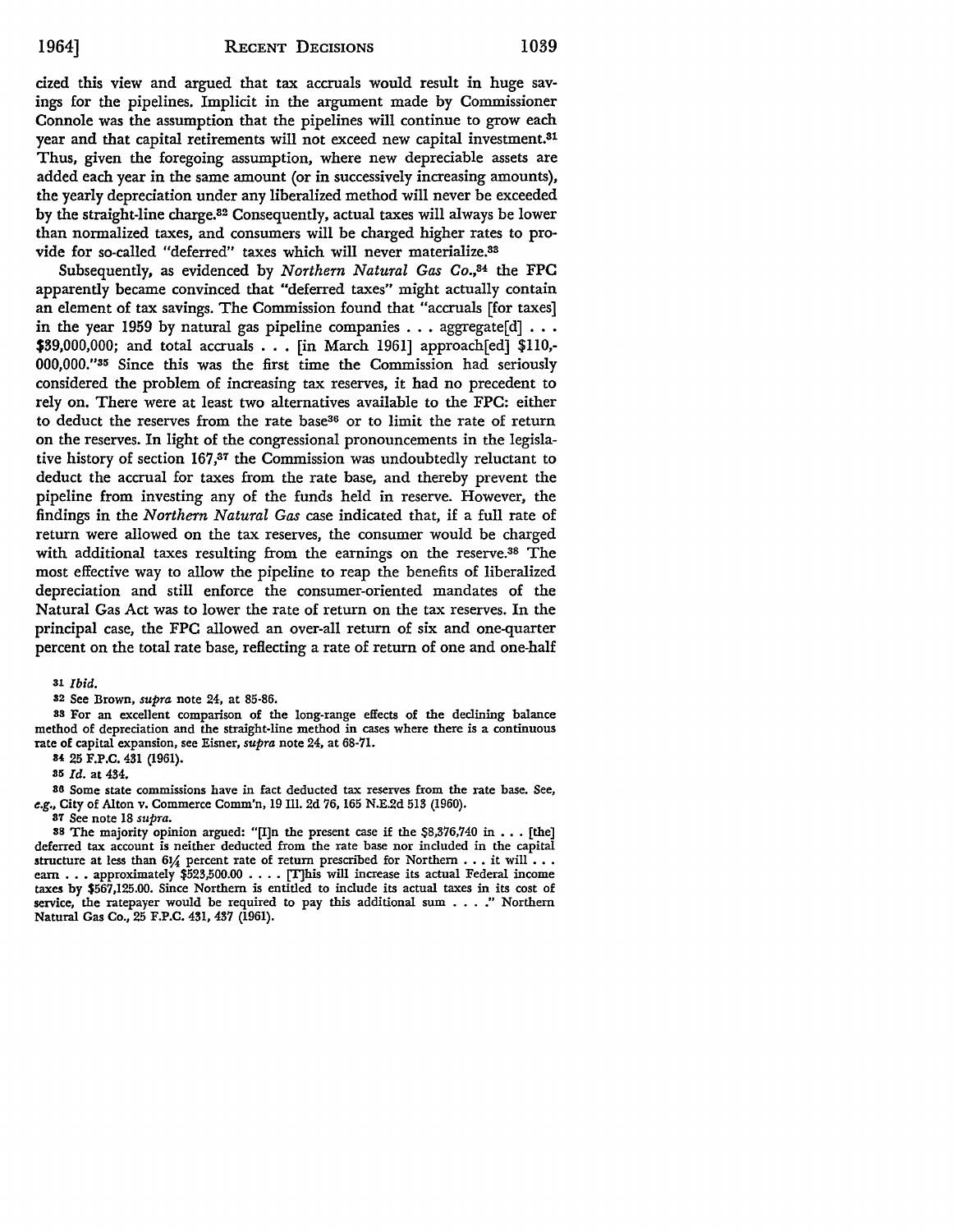cized this view and argued that tax accruals would result in huge savings for the pipelines. Implicit in the argument made by Commissioner Connole was the assumption that the pipelines will continue to grow each year and that capital retirements will not exceed new capital investment.[31] Thus, given the foregoing assumption, where new depreciable assets are added each year in the same amount (or in successively increasing amounts), the yearly depreciation under any liberalized method will never be exceeded by the straight-line charge.[32] Consequently, actual taxes will always be lower than normalized taxes, and consumers will be charged higher rates to provide for so-called "deferred" taxes which will never materialize.[33]

Subsequently, as evidenced by *Northern Natural Gas Co.*,[34] the FPC apparently became convinced that "deferred taxes" might actually contain an element of tax savings. The Commission found that "accruals [for taxes] in the year 1959 by natural gas pipeline companies . . . aggregate[d] . . . $39,000,000; and total accruals . . . [in March 1961] approach[ed] $110,000,000."[35] Since this was the first time the Commission had seriously considered the problem of increasing tax reserves, it had no precedent to rely on. There were at least two alternatives available to the FPC: either to deduct the reserves from the rate base[36] or to limit the rate of return on the reserves. In light of the congressional pronouncements in the legislative history of section 167,[37] the Commission was undoubtedly reluctant to deduct the accrual for taxes from the rate base, and thereby prevent the pipeline from investing any of the funds held in reserve. However, the findings in the *Northern Natural Gas* case indicated that, if a full rate of return were allowed on the tax reserves, the consumer would be charged with additional taxes resulting from the earnings on the reserve.[38] The most effective way to allow the pipeline to reap the benefits of liberalized depreciation and still enforce the consumer-oriented mandates of the Natural Gas Act was to lower the rate of return on the tax reserves. In the principal case, the FPC allowed an over-all return of six and one-quarter percent on the total rate base, reflecting a rate of return of one and one-half

---

31 *Ibid.*

32 See Brown, *supra* note 24, at 85-86.

33 For an excellent comparison of the long-range effects of the declining balance method of depreciation and the straight-line method in cases where there is a continuous rate of capital expansion, see Eisner, *supra* note 24, at 68-71.

34 25 F.P.C. 431 (1961).

35 *Id.* at 434.

36 Some state commissions have in fact deducted tax reserves from the rate base. See, *e.g.*, City of Alton v. Commerce Comm'n, 19 Ill. 2d 76, 165 N.E.2d 513 (1960).

37 See note 18 *supra*.

38 The majority opinion argued: "[I]n the present case if the $8,376,740 in . . . [the] deferred tax account is neither deducted from the rate base nor included in the capital structure at less than 6¼ percent rate of return prescribed for Northern . . . it will . . . earn . . . approximately $523,500.00 . . . . [T]his will increase its actual Federal income taxes by $567,125.00. Since Northern is entitled to include its actual taxes in its cost of service, the ratepayer would be required to pay this additional sum . . . ." Northern Natural Gas Co., 25 F.P.C. 431, 437 (1961).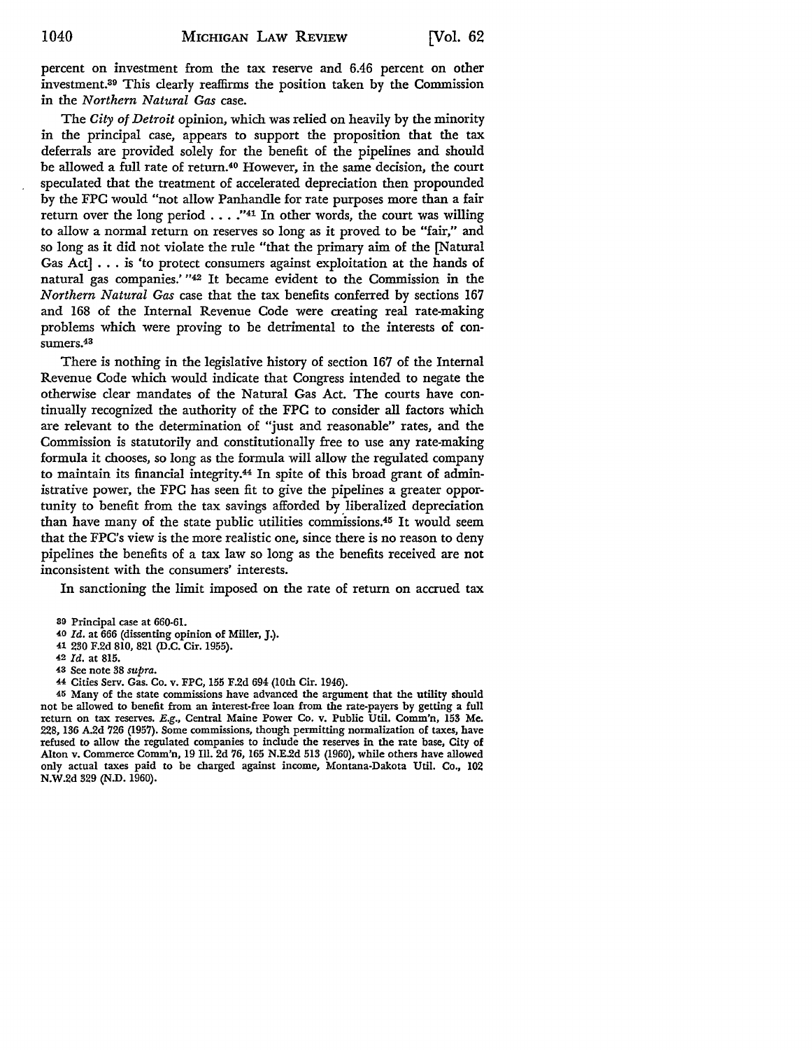percent on investment from the tax reserve and 6.46 percent on other investment.[39] This clearly reaffirms the position taken by the Commission in the *Northern Natural Gas* case.

The *City of Detroit* opinion, which was relied on heavily by the minority in the principal case, appears to support the proposition that the tax deferrals are provided solely for the benefit of the pipelines and should be allowed a full rate of return.[40] However, in the same decision, the court speculated that the treatment of accelerated depreciation then propounded by the FPC would "not allow Panhandle for rate purposes more than a fair return over the long period . . . ."[41] In other words, the court was willing to allow a normal return on reserves so long as it proved to be "fair," and so long as it did not violate the rule "that the primary aim of the [Natural Gas Act] . . . is 'to protect consumers against exploitation at the hands of natural gas companies.'"[42] It became evident to the Commission in the *Northern Natural Gas* case that the tax benefits conferred by sections 167 and 168 of the Internal Revenue Code were creating real rate-making problems which were proving to be detrimental to the interests of consumers.[43]

There is nothing in the legislative history of section 167 of the Internal Revenue Code which would indicate that Congress intended to negate the otherwise clear mandates of the Natural Gas Act. The courts have continually recognized the authority of the FPC to consider all factors which are relevant to the determination of "just and reasonable" rates, and the Commission is statutorily and constitutionally free to use any rate-making formula it chooses, so long as the formula will allow the regulated company to maintain its financial integrity.[44] In spite of this broad grant of administrative power, the FPC has seen fit to give the pipelines a greater opportunity to benefit from the tax savings afforded by liberalized depreciation than have many of the state public utilities commissions.[45] It would seem that the FPC's view is the more realistic one, since there is no reason to deny pipelines the benefits of a tax law so long as the benefits received are not inconsistent with the consumers' interests.

In sanctioning the limit imposed on the rate of return on accrued tax

---

39 Principal case at 660-61.

40 *Id.* at 666 (dissenting opinion of Miller, J.).

41 230 F.2d 810, 821 (D.C. Cir. 1955).

42 *Id.* at 815.

43 See note 38 *supra*.

44 Cities Serv. Gas. Co. v. FPC, 155 F.2d 694 (10th Cir. 1946).

45 Many of the state commissions have advanced the argument that the utility should not be allowed to benefit from an interest-free loan from the rate-payers by getting a full return on tax reserves. *E.g.*, Central Maine Power Co. v. Public Util. Comm'n, 153 Me. 228, 136 A.2d 726 (1957). Some commissions, though permitting normalization of taxes, have refused to allow the regulated companies to include the reserves in the rate base, City of Alton v. Commerce Comm'n, 19 Ill. 2d 76, 165 N.E.2d 513 (1960), while others have allowed only actual taxes paid to be charged against income, Montana-Dakota Util. Co., 102 N.W.2d 329 (N.D. 1960).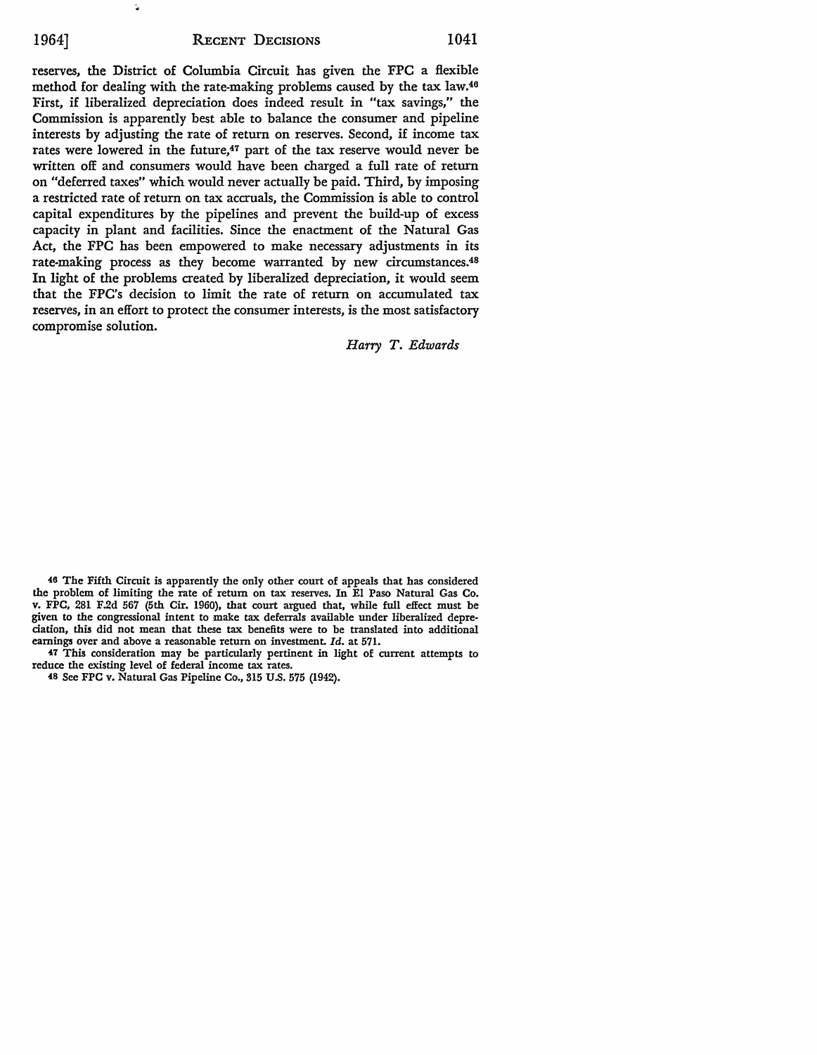reserves, the District of Columbia Circuit has given the FPC a flexible method for dealing with the rate-making problems caused by the tax law.[46] First, if liberalized depreciation does indeed result in "tax savings," the Commission is apparently best able to balance the consumer and pipeline interests by adjusting the rate of return on reserves. Second, if income tax rates were lowered in the future,[47] part of the tax reserve would never be written off and consumers would have been charged a full rate of return on "deferred taxes" which would never actually be paid. Third, by imposing a restricted rate of return on tax accruals, the Commission is able to control capital expenditures by the pipelines and prevent the build-up of excess capacity in plant and facilities. Since the enactment of the Natural Gas Act, the FPC has been empowered to make necessary adjustments in its rate-making process as they become warranted by new circumstances.[48] In light of the problems created by liberalized depreciation, it would seem that the FPC's decision to limit the rate of return on accumulated tax reserves, in an effort to protect the consumer interests, is the most satisfactory compromise solution.

*Harry T. Edwards*

---

[46] The Fifth Circuit is apparently the only other court of appeals that has considered the problem of limiting the rate of return on tax reserves. In El Paso Natural Gas Co. v. FPC, 281 F.2d 567 (5th Cir. 1960), that court argued that, while full effect must be given to the congressional intent to make tax deferrals available under liberalized depreciation, this did not mean that these tax benefits were to be translated into additional earnings over and above a reasonable return on investment. *Id.* at 571.

[47] This consideration may be particularly pertinent in light of current attempts to reduce the existing level of federal income tax rates.

[48] See FPC v. Natural Gas Pipeline Co., 315 U.S. 575 (1942).